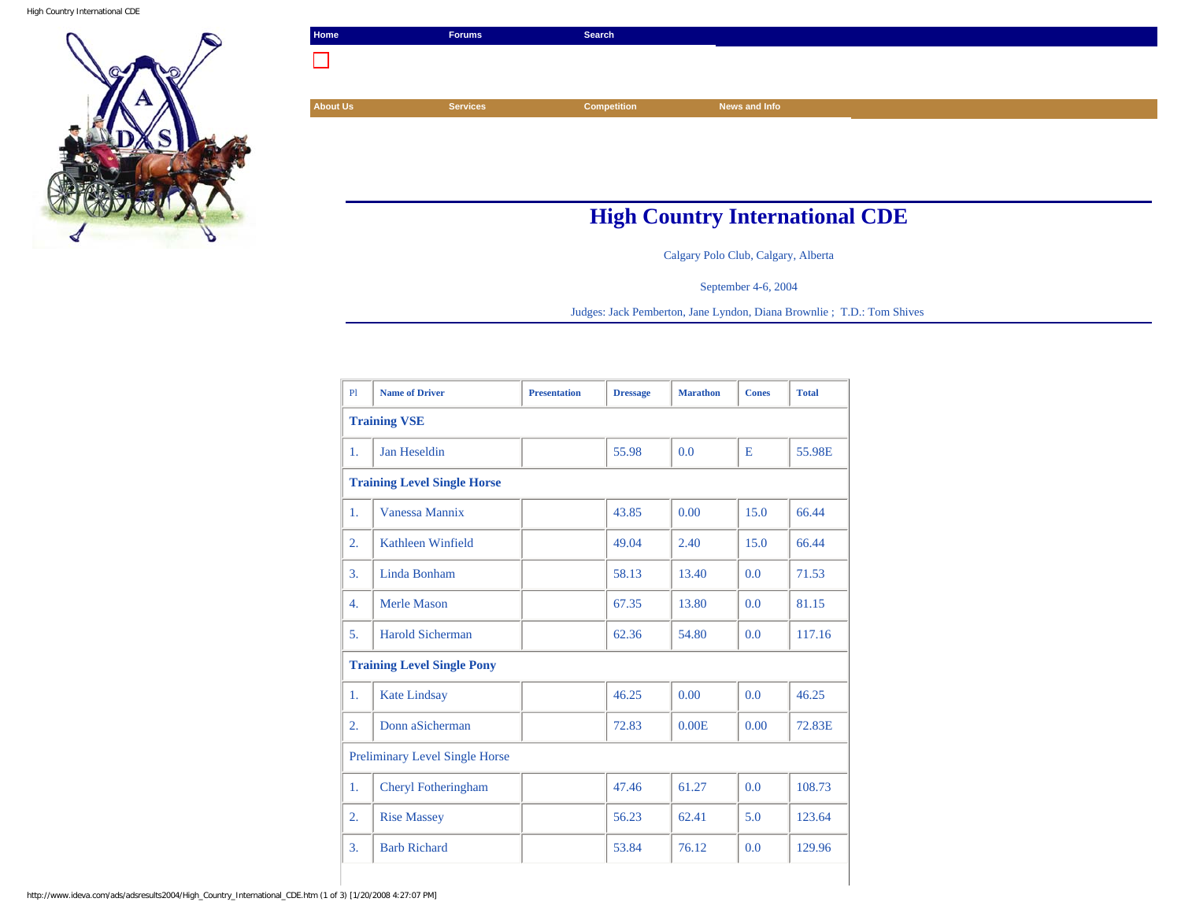Home | Forums | Search

About Us | Services | Competition | News and Info

# High Country International CDE

Calgary Polo Club, Calgary, Alberta

September 4-6, 2004

Judges: Jack Pemberton, Jane Lyndon, Diana Brownlie ; T.D.: Tom Shives

| Pl | Name of Driver | Presentation | Dressage | Marathon | Cones | Total |
|---|---|---|---|---|---|---|
| **Training VSE** | | | | | | |
| 1. | Jan Heseldin | | 55.98 | 0.0 | E | 55.98E |
| **Training Level Single Horse** | | | | | | |
| 1. | Vanessa Mannix | | 43.85 | 0.00 | 15.0 | 66.44 |
| 2. | Kathleen Winfield | | 49.04 | 2.40 | 15.0 | 66.44 |
| 3. | Linda Bonham | | 58.13 | 13.40 | 0.0 | 71.53 |
| 4. | Merle Mason | | 67.35 | 13.80 | 0.0 | 81.15 |
| 5. | Harold Sicherman | | 62.36 | 54.80 | 0.0 | 117.16 |
| **Training Level Single Pony** | | | | | | |
| 1. | Kate Lindsay | | 46.25 | 0.00 | 0.0 | 46.25 |
| 2. | Donn aSicherman | | 72.83 | 0.00E | 0.00 | 72.83E |
| Preliminary Level Single Horse | | | | | | |
| 1. | Cheryl Fotheringham | | 47.46 | 61.27 | 0.0 | 108.73 |
| 2. | Rise Massey | | 56.23 | 62.41 | 5.0 | 123.64 |
| 3. | Barb Richard | | 53.84 | 76.12 | 0.0 | 129.96 |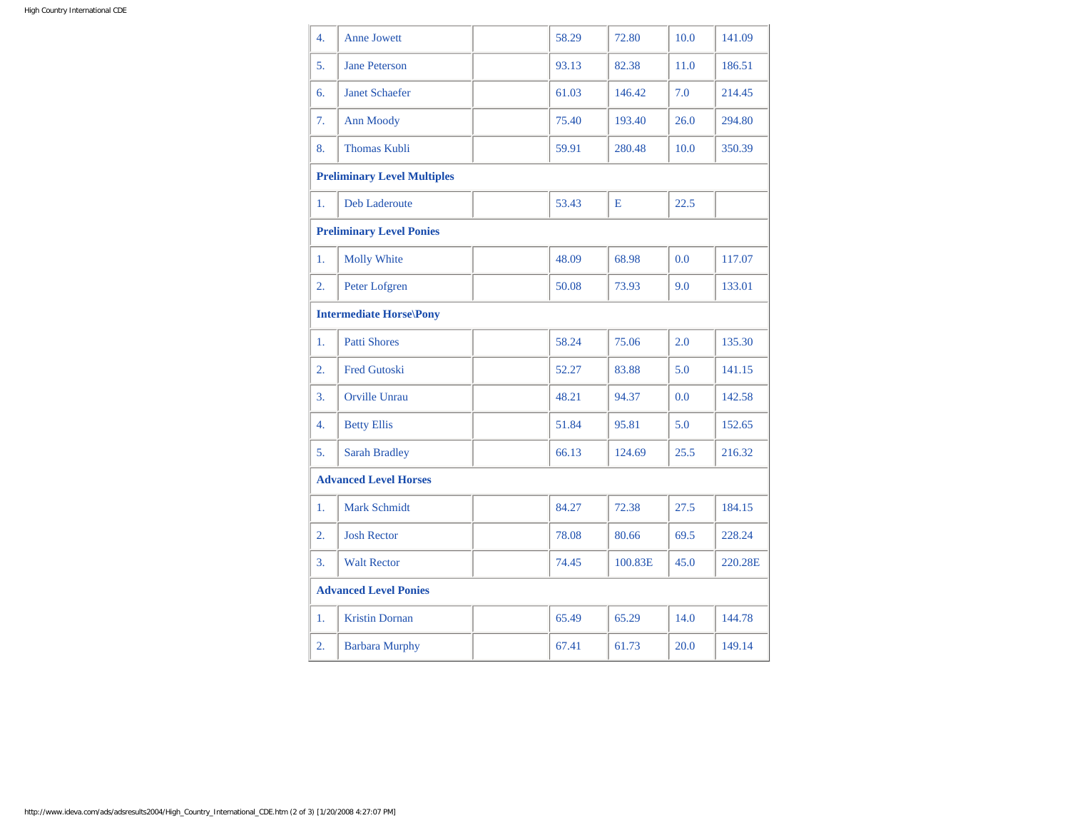| | | | | | | |
|---|---|---|---|---|---|---|
| 4. | Anne Jowett | | 58.29 | 72.80 | 10.0 | 141.09 |
| 5. | Jane Peterson | | 93.13 | 82.38 | 11.0 | 186.51 |
| 6. | Janet Schaefer | | 61.03 | 146.42 | 7.0 | 214.45 |
| 7. | Ann Moody | | 75.40 | 193.40 | 26.0 | 294.80 |
| 8. | Thomas Kubli | | 59.91 | 280.48 | 10.0 | 350.39 |
| **Preliminary Level Multiples** | | | | | | |
| 1. | Deb Laderoute | | 53.43 | E | 22.5 | |
| **Preliminary Level Ponies** | | | | | | |
| 1. | Molly White | | 48.09 | 68.98 | 0.0 | 117.07 |
| 2. | Peter Lofgren | | 50.08 | 73.93 | 9.0 | 133.01 |
| **Intermediate Horse\Pony** | | | | | | |
| 1. | Patti Shores | | 58.24 | 75.06 | 2.0 | 135.30 |
| 2. | Fred Gutoski | | 52.27 | 83.88 | 5.0 | 141.15 |
| 3. | Orville Unrau | | 48.21 | 94.37 | 0.0 | 142.58 |
| 4. | Betty Ellis | | 51.84 | 95.81 | 5.0 | 152.65 |
| 5. | Sarah Bradley | | 66.13 | 124.69 | 25.5 | 216.32 |
| **Advanced Level Horses** | | | | | | |
| 1. | Mark Schmidt | | 84.27 | 72.38 | 27.5 | 184.15 |
| 2. | Josh Rector | | 78.08 | 80.66 | 69.5 | 228.24 |
| 3. | Walt Rector | | 74.45 | 100.83E | 45.0 | 220.28E |
| **Advanced Level Ponies** | | | | | | |
| 1. | Kristin Dornan | | 65.49 | 65.29 | 14.0 | 144.78 |
| 2. | Barbara Murphy | | 67.41 | 61.73 | 20.0 | 149.14 |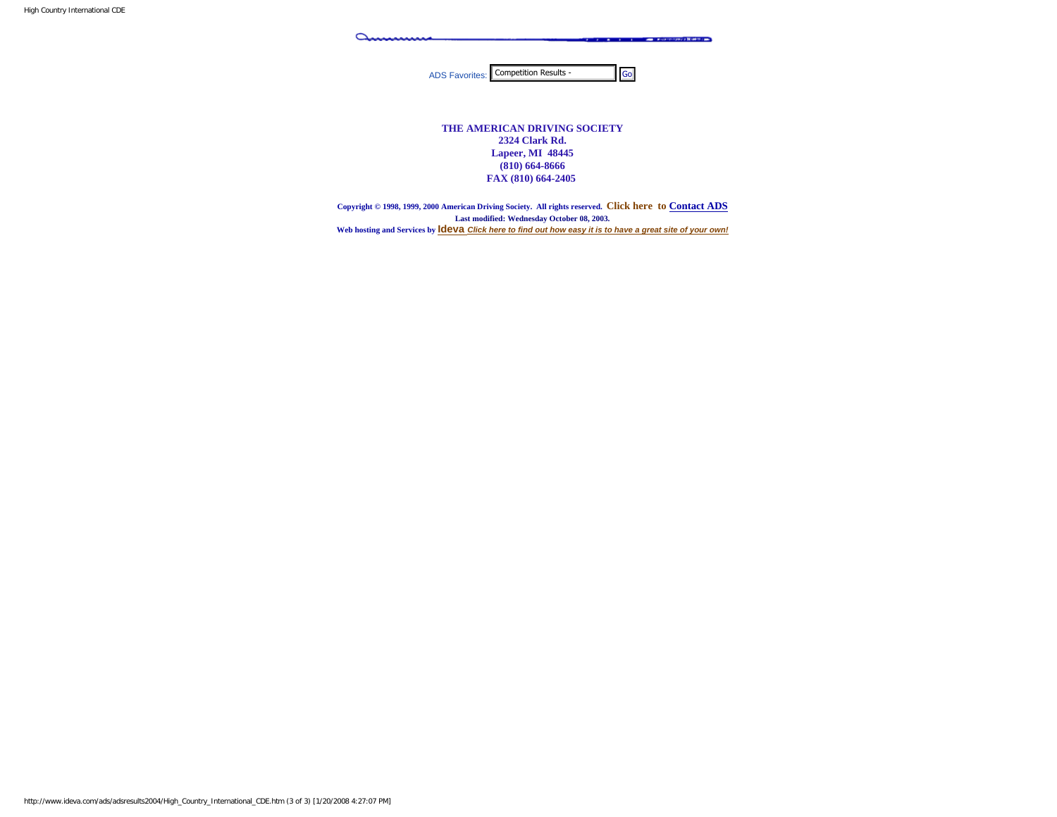ADS Favorites: Competition Results - Go

**THE AMERICAN DRIVING SOCIETY**
**2324 Clark Rd.**
**Lapeer, MI 48445**
**(810) 664-8666**
**FAX (810) 664-2405**

**Copyright © 1998, 1999, 2000 American Driving Society. All rights reserved.** **Click here to Contact ADS**
**Last modified: Wednesday October 08, 2003.**
**Web hosting and Services by Ideva** ***Click here to find out how easy it is to have a great site of your own!***